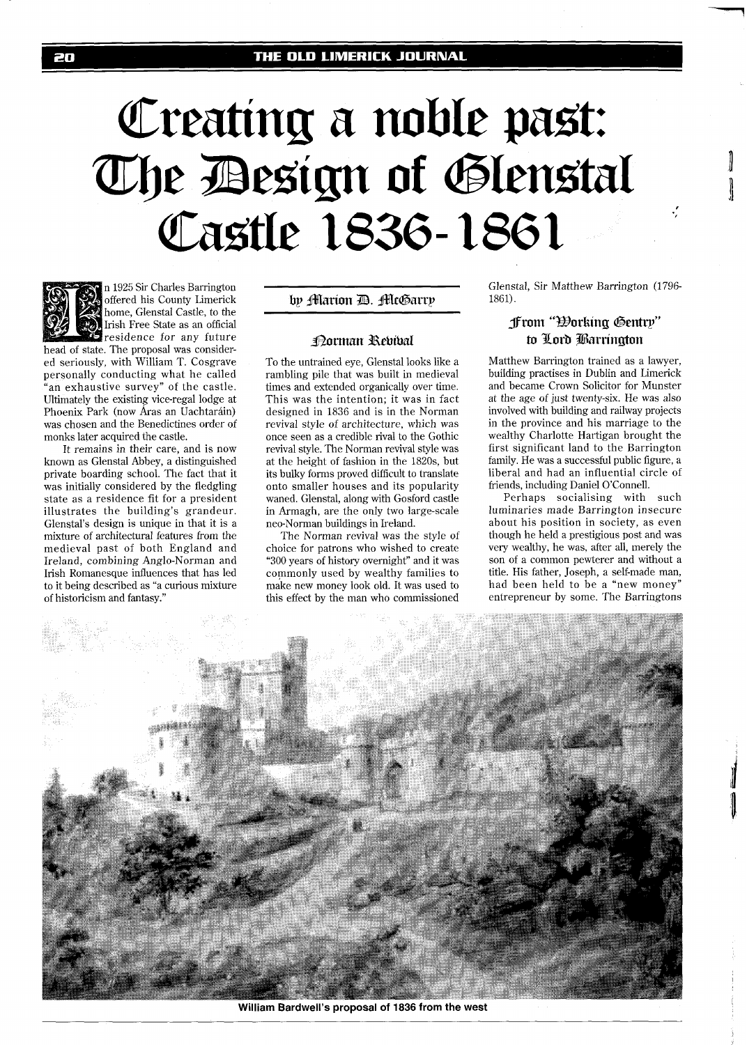# Creating a noble past: The Design of Glenstal Castle 1836-1861

by Marion D. McGarry

In 1925 Sir Charles Barrington offered his County Limerick home, Glenstal Castle, to the Irish Free State as an official residence for any future head of state. The proposal was considered seriously, with William T. Cosgrave personally conducting what he called "an exhaustive survey" of the castle. Ultimately the existing vice-regal lodge at Phoenix Park (now Áras an Uachtaráin) was chosen and the Benedictines order of monks later acquired the castle.

It remains in their care, and is now known as Glenstal Abbey, a distinguished private boarding school. The fact that it was initially considered by the fledgling state as a residence fit for a president illustrates the building's grandeur. Glenstal's design is unique in that it is a mixture of architectural features from the medieval past of both England and Ireland, combining Anglo-Norman and Irish Romanesque influences that has led to it being described as "a curious mixture of historicism and fantasy."

## Norman Revival

To the untrained eye, Glenstal looks like a rambling pile that was built in medieval times and extended organically over time. This was the intention; it was in fact designed in 1836 and is in the Norman revival style of architecture, which was once seen as a credible rival to the Gothic revival style. The Norman revival style was at the height of fashion in the 1820s, but its bulky forms proved difficult to translate onto smaller houses and its popularity waned. Glenstal, along with Gosford castle in Armagh, are the only two large-scale neo-Norman buildings in Ireland.

The Norman revival was the style of choice for patrons who wished to create "300 years of history overnight" and it was commonly used by wealthy families to make new money look old. It was used to this effect by the man who commissioned Glenstal, Sir Matthew Barrington (1796-1861).

## From "Working Gentry" to Lord Barrington

Matthew Barrington trained as a lawyer, building practises in Dublin and Limerick and became Crown Solicitor for Munster at the age of just twenty-six. He was also involved with building and railway projects in the province and his marriage to the wealthy Charlotte Hartigan brought the first significant land to the Barrington family. He was a successful public figure, a liberal and had an influential circle of friends, including Daniel O'Connell.

Perhaps socialising with such luminaries made Barrington insecure about his position in society, as even though he held a prestigious post and was very wealthy, he was, after all, merely the son of a common pewterer and without a title. His father, Joseph, a self-made man, had been held to be a "new money" entrepreneur by some. The Barringtons

William Bardwell's proposal of 1836 from the west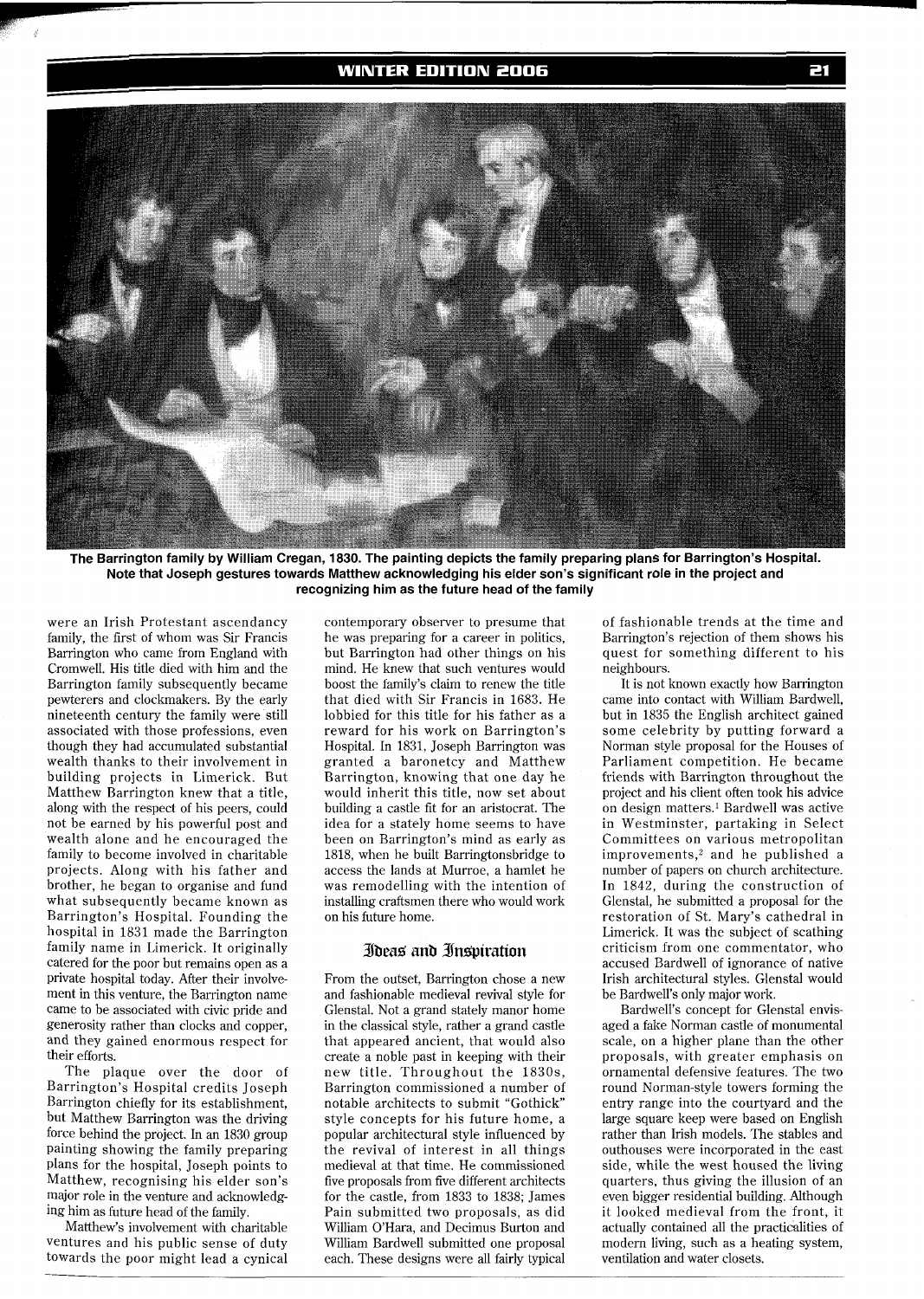The Barrington family by William Cregan, 1830. The painting depicts the family preparing plans for Barrington's Hospital. Note that Joseph gestures towards Matthew acknowledging his elder son's significant role in the project and recognizing him as the future head of the family

were an Irish Protestant ascendancy family, the first of whom was Sir Francis Barrington who came from England with Cromwell. His title died with him and the Barrington family subsequently became pewterers and clockmakers. By the early nineteenth century the family were still associated with those professions, even though they had accumulated substantial wealth thanks to their involvement in building projects in Limerick. But Matthew Barrington knew that a title, along with the respect of his peers, could not be earned by his powerful post and wealth alone and he encouraged the family to become involved in charitable projects. Along with his father and brother, he began to organise and fund what subsequently became known as Barrington's Hospital. Founding the hospital in 1831 made the Barrington family name in Limerick. It originally catered for the poor but remains open as a private hospital today. After their involvement in this venture, the Barrington name came to be associated with civic pride and generosity rather than clocks and copper, and they gained enormous respect for their efforts.

The plaque over the door of Barrington's Hospital credits Joseph Barrington chiefly for its establishment, but Matthew Barrington was the driving force behind the project. In an 1830 group painting showing the family preparing plans for the hospital, Joseph points to Matthew, recognising his elder son's major role in the venture and acknowledging him as future head of the family.

Matthew's involvement with charitable ventures and his public sense of duty towards the poor might lead a cynical contemporary observer to presume that he was preparing for a career in politics, but Barrington had other things on his mind. He knew that such ventures would boost the family's claim to renew the title that died with Sir Francis in 1683. He lobbied for this title for his father as a reward for his work on Barrington's Hospital. In 1831, Joseph Barrington was granted a baronetcy and Matthew Barrington, knowing that one day he would inherit this title, now set about building a castle fit for an aristocrat. The idea for a stately home seems to have been on Barrington's mind as early as 1818, when he built Barringtonsbridge to access the lands at Murroe, a hamlet he was remodelling with the intention of installing craftsmen there who would work on his future home.

## Ideas and Inspiration

From the outset, Barrington chose a new and fashionable medieval revival style for Glenstal. Not a grand stately manor home in the classical style, rather a grand castle that appeared ancient, that would also create a noble past in keeping with their new title. Throughout the 1830s, Barrington commissioned a number of notable architects to submit "Gothick" style concepts for his future home, a popular architectural style influenced by the revival of interest in all things medieval at that time. He commissioned five proposals from five different architects for the castle, from 1833 to 1838; James Pain submitted two proposals, as did William O'Hara, and Decimus Burton and William Bardwell submitted one proposal each. These designs were all fairly typical of fashionable trends at the time and Barrington's rejection of them shows his quest for something different to his neighbours.

It is not known exactly how Barrington came into contact with William Bardwell, but in 1835 the English architect gained some celebrity by putting forward a Norman style proposal for the Houses of Parliament competition. He became friends with Barrington throughout the project and his client often took his advice on design matters.[1] Bardwell was active in Westminster, partaking in Select Committees on various metropolitan improvements,[2] and he published a number of papers on church architecture. In 1842, during the construction of Glenstal, he submitted a proposal for the restoration of St. Mary's cathedral in Limerick. It was the subject of scathing criticism from one commentator, who accused Bardwell of ignorance of native Irish architectural styles. Glenstal would be Bardwell's only major work.

Bardwell's concept for Glenstal envisaged a fake Norman castle of monumental scale, on a higher plane than the other proposals, with greater emphasis on ornamental defensive features. The two round Norman-style towers forming the entry range into the courtyard and the large square keep were based on English rather than Irish models. The stables and outhouses were incorporated in the east side, while the west housed the living quarters, thus giving the illusion of an even bigger residential building. Although it looked medieval from the front, it actually contained all the practicalities of modern living, such as a heating system, ventilation and water closets.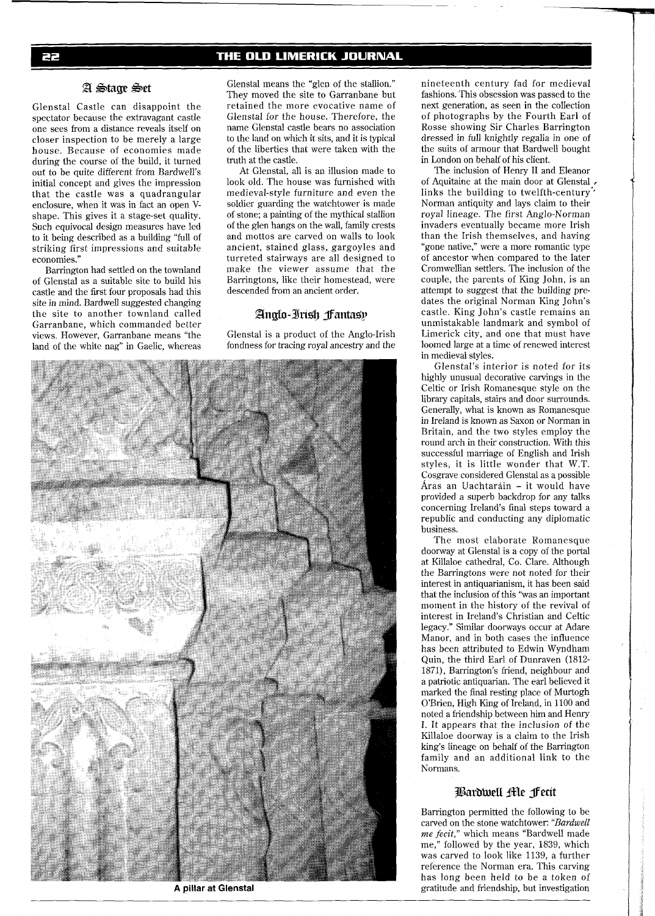## A Stage Set

Glenstal Castle can disappoint the spectator because the extravagant castle one sees from a distance reveals itself on closer inspection to be merely a large house. Because of economies made during the course of the build, it turned out to be quite different from Bardwell's initial concept and gives the impression that the castle was a quadrangular enclosure, when it was in fact an open V-shape. This gives it a stage-set quality. Such equivocal design measures have led to it being described as a building "full of striking first impressions and suitable economies."

Barrington had settled on the townland of Glenstal as a suitable site to build his castle and the first four proposals had this site in mind. Bardwell suggested changing the site to another townland called Garranbane, which commanded better views. However, Garranbane means "the land of the white nag" in Gaelic, whereas Glenstal means the "glen of the stallion." They moved the site to Garranbane but retained the more evocative name of Glenstal for the house. Therefore, the name Glenstal castle bears no association to the land on which it sits, and it is typical of the liberties that were taken with the truth at the castle.

At Glenstal, all is an illusion made to look old. The house was furnished with medieval-style furniture and even the soldier guarding the watchtower is made of stone; a painting of the mythical stallion of the glen hangs on the wall, family crests and mottos are carved on walls to look ancient, stained glass, gargoyles and turreted stairways are all designed to make the viewer assume that the Barringtons, like their homestead, were descended from an ancient order.

## Anglo-Irish Fantasy

Glenstal is a product of the Anglo-Irish fondness for tracing royal ancestry and the nineteenth century fad for medieval fashions. This obsession was passed to the next generation, as seen in the collection of photographs by the Fourth Earl of Rosse showing Sir Charles Barrington dressed in full knightly regalia in one of the suits of armour that Bardwell bought in London on behalf of his client.

The inclusion of Henry II and Eleanor of Aquitaine at the main door at Glenstal links the building to twelfth-century Norman antiquity and lays claim to their royal lineage. The first Anglo-Norman invaders eventually became more Irish than the Irish themselves, and having "gone native," were a more romantic type of ancestor when compared to the later Cromwellian settlers. The inclusion of the couple, the parents of King John, is an attempt to suggest that the building pre-dates the original Norman King John's castle. King John's castle remains an unmistakable landmark and symbol of Limerick city, and one that must have loomed large at a time of renewed interest in medieval styles.

Glenstal's interior is noted for its highly unusual decorative carvings in the Celtic or Irish Romanesque style on the library capitals, stairs and door surrounds. Generally, what is known as Romanesque in Ireland is known as Saxon or Norman in Britain, and the two styles employ the round arch in their construction. With this successful marriage of English and Irish styles, it is little wonder that W.T. Cosgrave considered Glenstal as a possible Áras an Uachtaráin – it would have provided a superb backdrop for any talks concerning Ireland's final steps toward a republic and conducting any diplomatic business.

The most elaborate Romanesque doorway at Glenstal is a copy of the portal at Killaloe cathedral, Co. Clare. Although the Barringtons were not noted for their interest in antiquarianism, it has been said that the inclusion of this "was an important moment in the history of the revival of interest in Ireland's Christian and Celtic legacy." Similar doorways occur at Adare Manor, and in both cases the influence has been attributed to Edwin Wyndham Quin, the third Earl of Dunraven (1812-1871), Barrington's friend, neighbour and a patriotic antiquarian. The earl believed it marked the final resting place of Murtogh O'Brien, High King of Ireland, in 1100 and noted a friendship between him and Henry I. It appears that the inclusion of the Killaloe doorway is a claim to the Irish king's lineage on behalf of the Barrington family and an additional link to the Normans.

A pillar at Glenstal

## Bardwell Me Fecit

Barrington permitted the following to be carved on the stone watchtower: "*Bardwell me fecit,*" which means "Bardwell made me," followed by the year, 1839, which was carved to look like 1139, a further reference the Norman era. This carving has long been held to be a token of gratitude and friendship, but investigation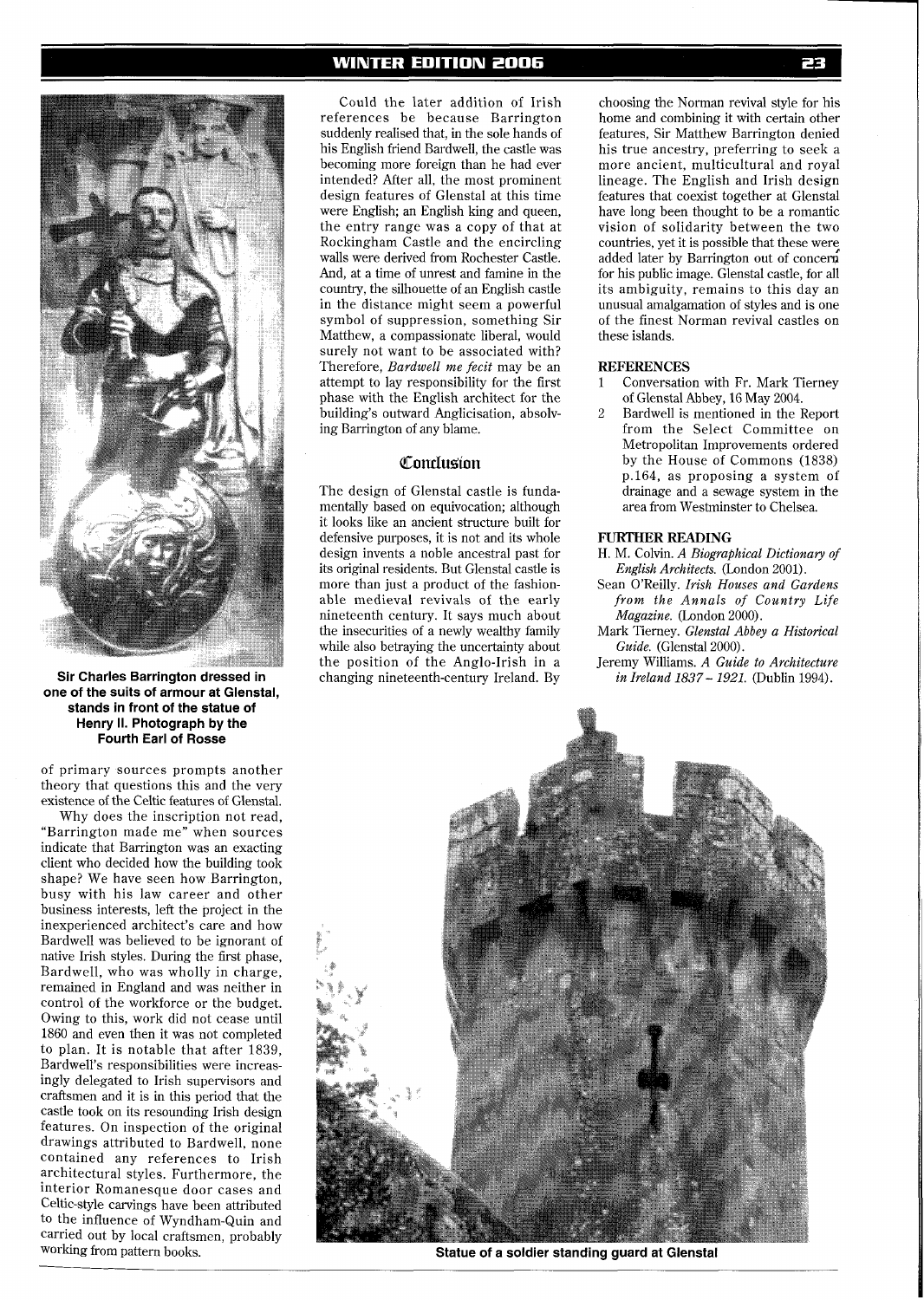Sir Charles Barrington dressed in one of the suits of armour at Glenstal, stands in front of the statue of Henry II. Photograph by the Fourth Earl of Rosse

of primary sources prompts another theory that questions this and the very existence of the Celtic features of Glenstal.

Why does the inscription not read, "Barrington made me" when sources indicate that Barrington was an exacting client who decided how the building took shape? We have seen how Barrington, busy with his law career and other business interests, left the project in the inexperienced architect's care and how Bardwell was believed to be ignorant of native Irish styles. During the first phase, Bardwell, who was wholly in charge, remained in England and was neither in control of the workforce or the budget. Owing to this, work did not cease until 1860 and even then it was not completed to plan. It is notable that after 1839, Bardwell's responsibilities were increasingly delegated to Irish supervisors and craftsmen and it is in this period that the castle took on its resounding Irish design features. On inspection of the original drawings attributed to Bardwell, none contained any references to Irish architectural styles. Furthermore, the interior Romanesque door cases and Celtic-style carvings have been attributed to the influence of Wyndham-Quin and carried out by local craftsmen, probably working from pattern books.

Could the later addition of Irish references be because Barrington suddenly realised that, in the sole hands of his English friend Bardwell, the castle was becoming more foreign than he had ever intended? After all, the most prominent design features of Glenstal at this time were English; an English king and queen, the entry range was a copy of that at Rockingham Castle and the encircling walls were derived from Rochester Castle. And, at a time of unrest and famine in the country, the silhouette of an English castle in the distance might seem a powerful symbol of suppression, something Sir Matthew, a compassionate liberal, would surely not want to be associated with? Therefore, *Bardwell me fecit* may be an attempt to lay responsibility for the first phase with the English architect for the building's outward Anglicisation, absolving Barrington of any blame.

## Conclusion

The design of Glenstal castle is fundamentally based on equivocation; although it looks like an ancient structure built for defensive purposes, it is not and its whole design invents a noble ancestral past for its original residents. But Glenstal castle is more than just a product of the fashionable medieval revivals of the early nineteenth century. It says much about the insecurities of a newly wealthy family while also betraying the uncertainty about the position of the Anglo-Irish in a changing nineteenth-century Ireland. By choosing the Norman revival style for his home and combining it with certain other features, Sir Matthew Barrington denied his true ancestry, preferring to seek a more ancient, multicultural and royal lineage. The English and Irish design features that coexist together at Glenstal have long been thought to be a romantic vision of solidarity between the two countries, yet it is possible that these were added later by Barrington out of concern for his public image. Glenstal castle, for all its ambiguity, remains to this day an unusual amalgamation of styles and is one of the finest Norman revival castles on these islands.

### REFERENCES

1. Conversation with Fr. Mark Tierney of Glenstal Abbey, 16 May 2004.
2. Bardwell is mentioned in the Report from the Select Committee on Metropolitan Improvements ordered by the House of Commons (1838) p.164, as proposing a system of drainage and a sewage system in the area from Westminster to Chelsea.

### FURTHER READING

H. M. Colvin. *A Biographical Dictionary of English Architects.* (London 2001).

Sean O'Reilly. *Irish Houses and Gardens from the Annals of Country Life Magazine.* (London 2000).

Mark Tierney. *Glenstal Abbey a Historical Guide.* (Glenstal 2000).

Jeremy Williams. *A Guide to Architecture in Ireland 1837 – 1921.* (Dublin 1994).

Statue of a soldier standing guard at Glenstal